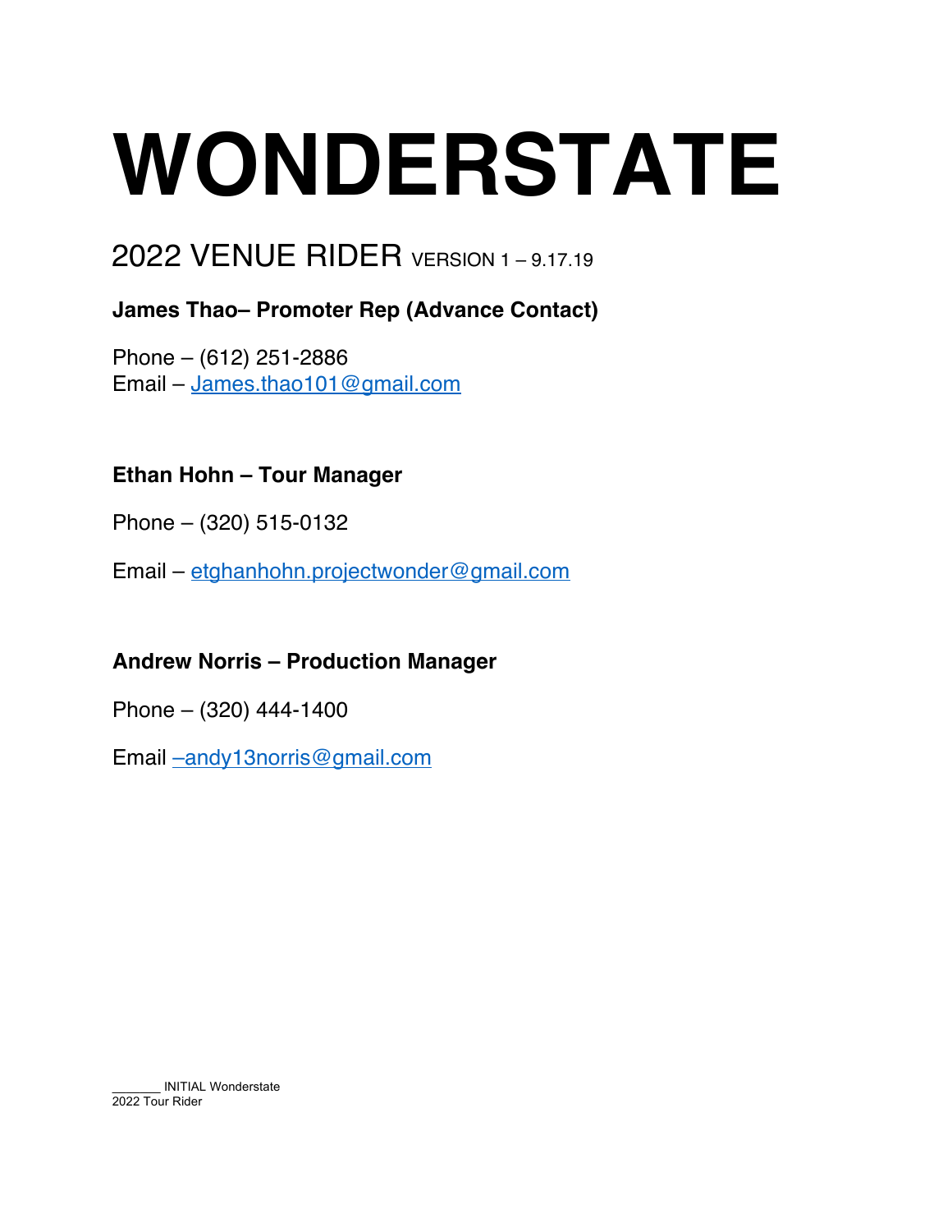# WONDERSTATE

## 2022 VENUE RIDER VERSION 1 – 9.17.19

**James Thao– Promoter Rep (Advance Contact)**

Phone – (612) 251-2886
Email – James.thao101@gmail.com

**Ethan Hohn – Tour Manager**

Phone – (320) 515-0132

Email – etghanhohn.projectwonder@gmail.com

**Andrew Norris – Production Manager**

Phone – (320) 444-1400

Email –andy13norris@gmail.com

_______ INITIAL Wonderstate
2022 Tour Rider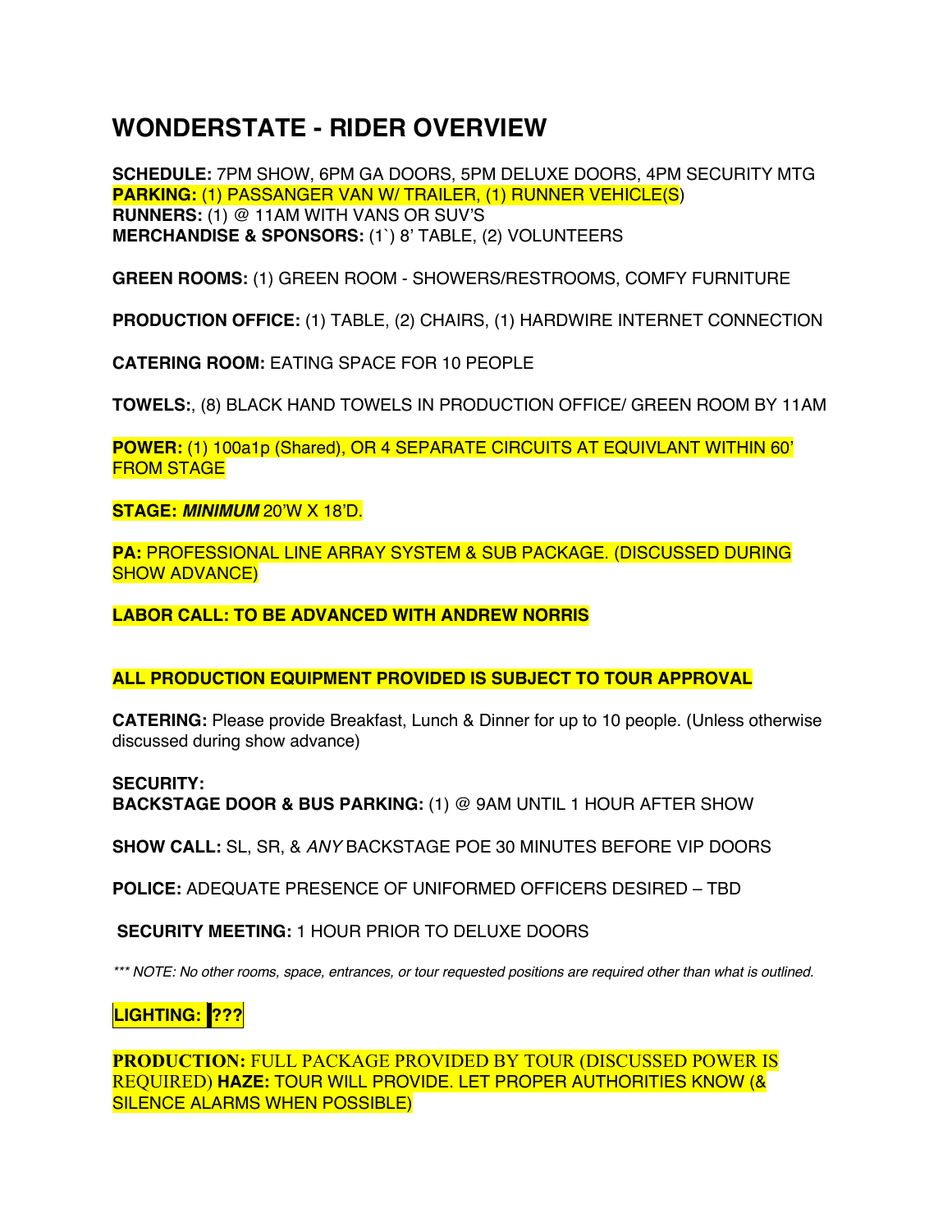# WONDERSTATE - RIDER OVERVIEW

**SCHEDULE:** 7PM SHOW, 6PM GA DOORS, 5PM DELUXE DOORS, 4PM SECURITY MTG
**PARKING:** (1) PASSANGER VAN W/ TRAILER, (1) RUNNER VEHICLE(S)
**RUNNERS:** (1) @ 11AM WITH VANS OR SUV'S
**MERCHANDISE & SPONSORS:** (1`) 8' TABLE, (2) VOLUNTEERS

**GREEN ROOMS:** (1) GREEN ROOM - SHOWERS/RESTROOMS, COMFY FURNITURE

**PRODUCTION OFFICE:** (1) TABLE, (2) CHAIRS, (1) HARDWIRE INTERNET CONNECTION

**CATERING ROOM:** EATING SPACE FOR 10 PEOPLE

**TOWELS:**, (8) BLACK HAND TOWELS IN PRODUCTION OFFICE/ GREEN ROOM BY 11AM

**POWER:** (1) 100a1p (Shared), OR 4 SEPARATE CIRCUITS AT EQUIVLANT WITHIN 60' FROM STAGE

**STAGE:** ***MINIMUM*** 20'W X 18'D.

**PA:** PROFESSIONAL LINE ARRAY SYSTEM & SUB PACKAGE. (DISCUSSED DURING SHOW ADVANCE)

**LABOR CALL: TO BE ADVANCED WITH ANDREW NORRIS**

**ALL PRODUCTION EQUIPMENT PROVIDED IS SUBJECT TO TOUR APPROVAL**

**CATERING:** Please provide Breakfast, Lunch & Dinner for up to 10 people. (Unless otherwise discussed during show advance)

**SECURITY:**
**BACKSTAGE DOOR & BUS PARKING:** (1) @ 9AM UNTIL 1 HOUR AFTER SHOW

**SHOW CALL:** SL, SR, & *ANY* BACKSTAGE POE 30 MINUTES BEFORE VIP DOORS

**POLICE:** ADEQUATE PRESENCE OF UNIFORMED OFFICERS DESIRED – TBD

**SECURITY MEETING:** 1 HOUR PRIOR TO DELUXE DOORS

*\*\*\* NOTE: No other rooms, space, entrances, or tour requested positions are required other than what is outlined.*

**LIGHTING: ???**

**PRODUCTION:** FULL PACKAGE PROVIDED BY TOUR (DISCUSSED POWER IS REQUIRED) **HAZE:** TOUR WILL PROVIDE. LET PROPER AUTHORITIES KNOW (& SILENCE ALARMS WHEN POSSIBLE)